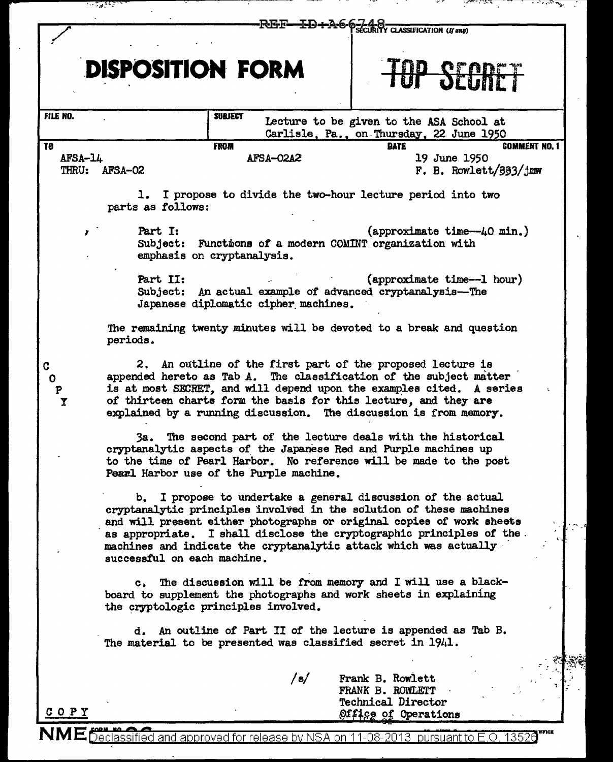REF ID:A66748

SECURITY CLASSIFICATION (If any)

# DISPOSITION FORM

~~TOP SECRET~~

| FILE NO. | SUBJECT | | |
|---|---|---|---|
| | Lecture to be given to the ASA School at Carlisle, Pa., on Thursday, 22 June 1950 | | |
| **TO** | **FROM** | **DATE** | **COMMENT NO. 1** |
| AFSA-14<br>THRU: AFSA-02 | AFSA-02A2 | 19 June 1950<br>F. B. Rowlett/393/jmw | |

1. I propose to divide the two-hour lecture period into two parts as follows:

Part I: (approximate time--40 min.)
Subject: Functions of a modern COMINT organization with emphasis on cryptanalysis.

Part II: (approximate time--1 hour)
Subject: An actual example of advanced cryptanalysis--The Japanese diplomatic cipher machines.

The remaining twenty minutes will be devoted to a break and question periods.

C O P Y

2. An outline of the first part of the proposed lecture is appended hereto as Tab A. The classification of the subject matter is at most SECRET, and will depend upon the examples cited. A series of thirteen charts form the basis for this lecture, and they are explained by a running discussion. The discussion is from memory.

3a. The second part of the lecture deals with the historical cryptanalytic aspects of the Japanese Red and Purple machines up to the time of Pearl Harbor. No reference will be made to the post Pearl Harbor use of the Purple machine.

b. I propose to undertake a general discussion of the actual cryptanalytic principles involved in the solution of these machines and will present either photographs or original copies of work sheets as appropriate. I shall disclose the cryptographic principles of the machines and indicate the cryptanalytic attack which was actually successful on each machine.

c. The discussion will be from memory and I will use a blackboard to supplement the photographs and work sheets in explaining the cryptologic principles involved.

d. An outline of Part II of the lecture is appended as Tab B. The material to be presented was classified secret in 1941.

/s/ Frank B. Rowlett
FRANK B. ROWLETT
Technical Director
Office of Operations

C O P Y

Declassified and approved for release by NSA on 11-08-2013 pursuant to E.O. 13526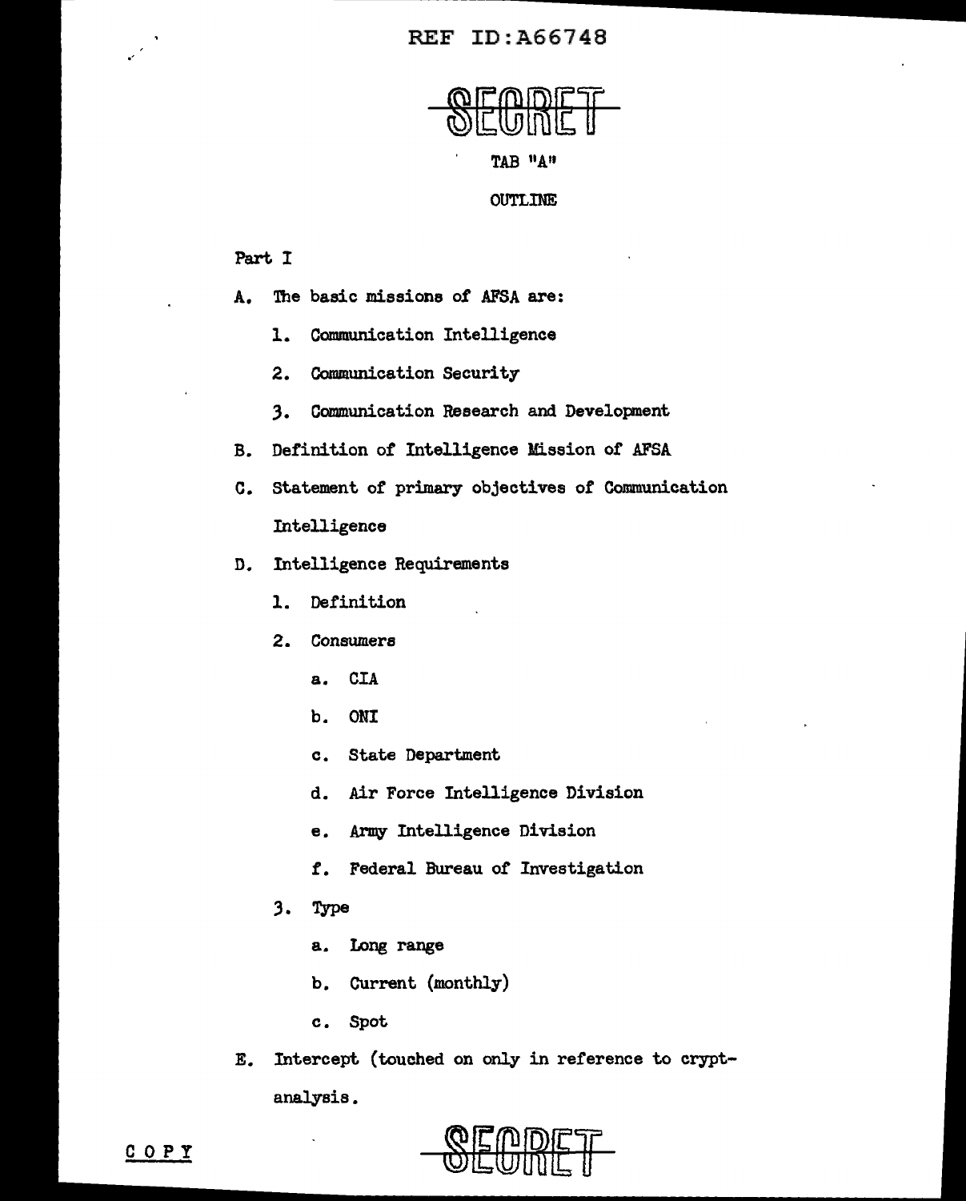SECRET

TAB "A"

OUTLINE

Part I

A. The basic missions of AFSA are:

   1. Communication Intelligence

   2. Communication Security

   3. Communication Research and Development

B. Definition of Intelligence Mission of AFSA

C. Statement of primary objectives of Communication Intelligence

D. Intelligence Requirements

   1. Definition

   2. Consumers

      a. CIA

      b. ONI

      c. State Department

      d. Air Force Intelligence Division

      e. Army Intelligence Division

      f. Federal Bureau of Investigation

   3. Type

      a. Long range

      b. Current (monthly)

      c. Spot

E. Intercept (touched on only in reference to cryptanalysis.

COPY

SECRET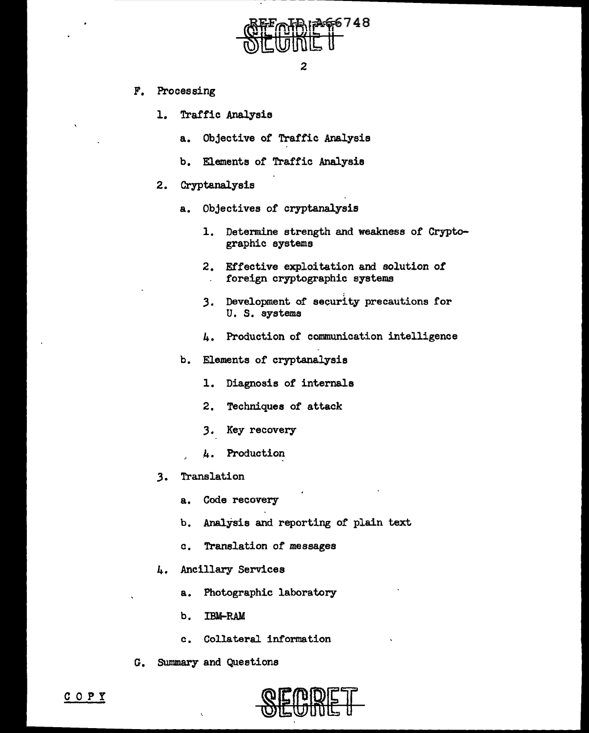F. Processing

1. Traffic Analysis

   a. Objective of Traffic Analysis

   b. Elements of Traffic Analysis

2. Cryptanalysis

   a. Objectives of cryptanalysis

      1. Determine strength and weakness of Cryptographic systems

      2. Effective exploitation and solution of foreign cryptographic systems

      3. Development of security precautions for U. S. systems

      4. Production of communication intelligence

   b. Elements of cryptanalysis

      1. Diagnosis of internals

      2. Techniques of attack

      3. Key recovery

      4. Production

3. Translation

   a. Code recovery

   b. Analysis and reporting of plain text

   c. Translation of messages

4. Ancillary Services

   a. Photographic laboratory

   b. IBM-RAM

   c. Collateral information

G. Summary and Questions

COPY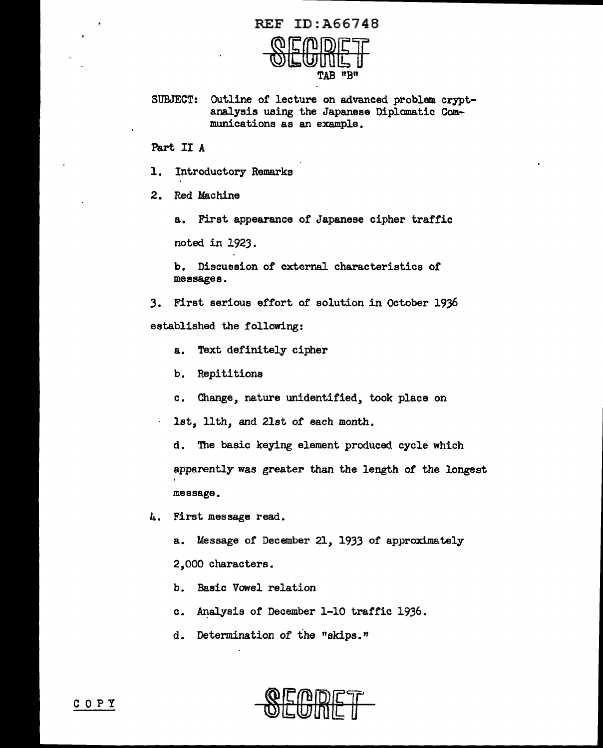REF ID:A66748

SECRET

TAB "B"

SUBJECT: Outline of lecture on advanced problem cryptanalysis using the Japanese Diplomatic Communications as an example.

Part II A

1. Introductory Remarks

2. Red Machine

   a. First appearance of Japanese cipher traffic noted in 1923.

   b. Discussion of external characteristics of messages.

3. First serious effort of solution in October 1936 established the following:

   a. Text definitely cipher

   b. Repititions

   c. Change, nature unidentified, took place on 1st, 11th, and 21st of each month.

   d. The basic keying element produced cycle which apparently was greater than the length of the longest message.

4. First message read.

   a. Message of December 21, 1933 of approximately 2,000 characters.

   b. Basic Vowel relation

   c. Analysis of December 1-10 traffic 1936.

   d. Determination of the "skips."

COPY

SECRET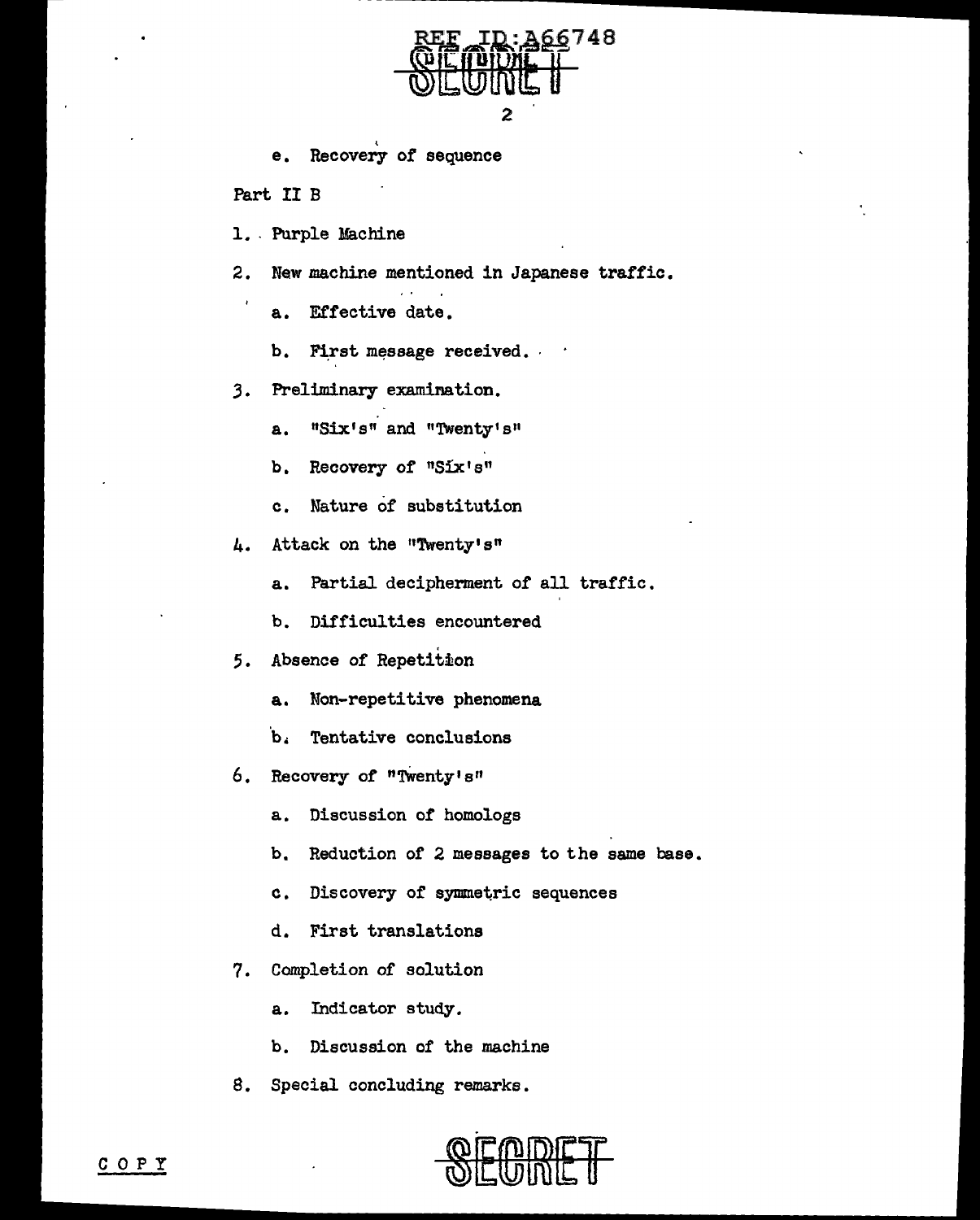e. Recovery of sequence

Part II B

1. Purple Machine
2. New machine mentioned in Japanese traffic.
    a. Effective date.
    b. First message received.
3. Preliminary examination.
    a. "Six's" and "Twenty's"
    b. Recovery of "Six's"
    c. Nature of substitution
4. Attack on the "Twenty's"
    a. Partial decipherment of all traffic.
    b. Difficulties encountered
5. Absence of Repetition
    a. Non-repetitive phenomena
    b. Tentative conclusions
6. Recovery of "Twenty's"
    a. Discussion of homologs
    b. Reduction of 2 messages to the same base.
    c. Discovery of symmetric sequences
    d. First translations
7. Completion of solution
    a. Indicator study.
    b. Discussion of the machine
8. Special concluding remarks.

COPY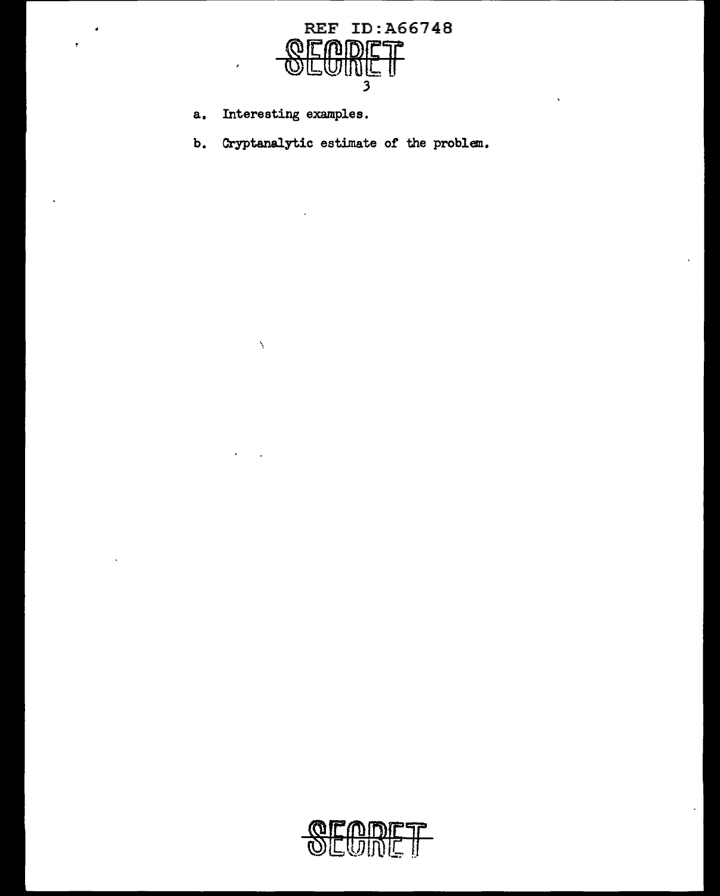a. Interesting examples.

b. Cryptanalytic estimate of the problem.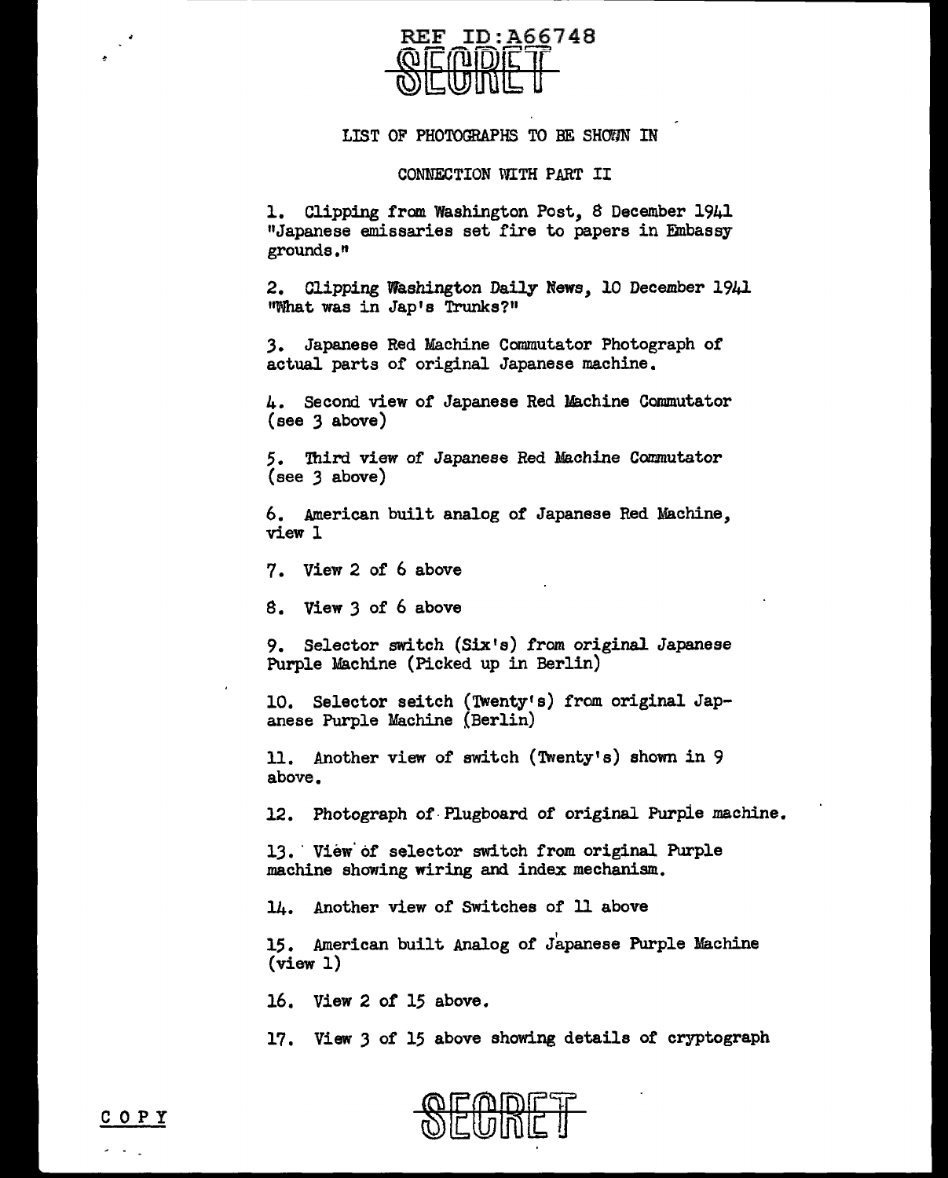REF ID:A66748

SECRET

LIST OF PHOTOGRAPHS TO BE SHOWN IN

CONNECTION WITH PART II

1. Clipping from Washington Post, 8 December 1941 "Japanese emissaries set fire to papers in Embassy grounds."

2. Clipping Washington Daily News, 10 December 1941 "What was in Jap's Trunks?"

3. Japanese Red Machine Commutator Photograph of actual parts of original Japanese machine.

4. Second view of Japanese Red Machine Commutator (see 3 above)

5. Third view of Japanese Red Machine Commutator (see 3 above)

6. American built analog of Japanese Red Machine, view 1

7. View 2 of 6 above

8. View 3 of 6 above

9. Selector switch (Six's) from original Japanese Purple Machine (Picked up in Berlin)

10. Selector seitch (Twenty's) from original Japanese Purple Machine (Berlin)

11. Another view of switch (Twenty's) shown in 9 above.

12. Photograph of Plugboard of original Purple machine.

13. View of selector switch from original Purple machine showing wiring and index mechanism.

14. Another view of Switches of 11 above

15. American built Analog of Japanese Purple Machine (view 1)

16. View 2 of 15 above.

17. View 3 of 15 above showing details of cryptograph

COPY

SECRET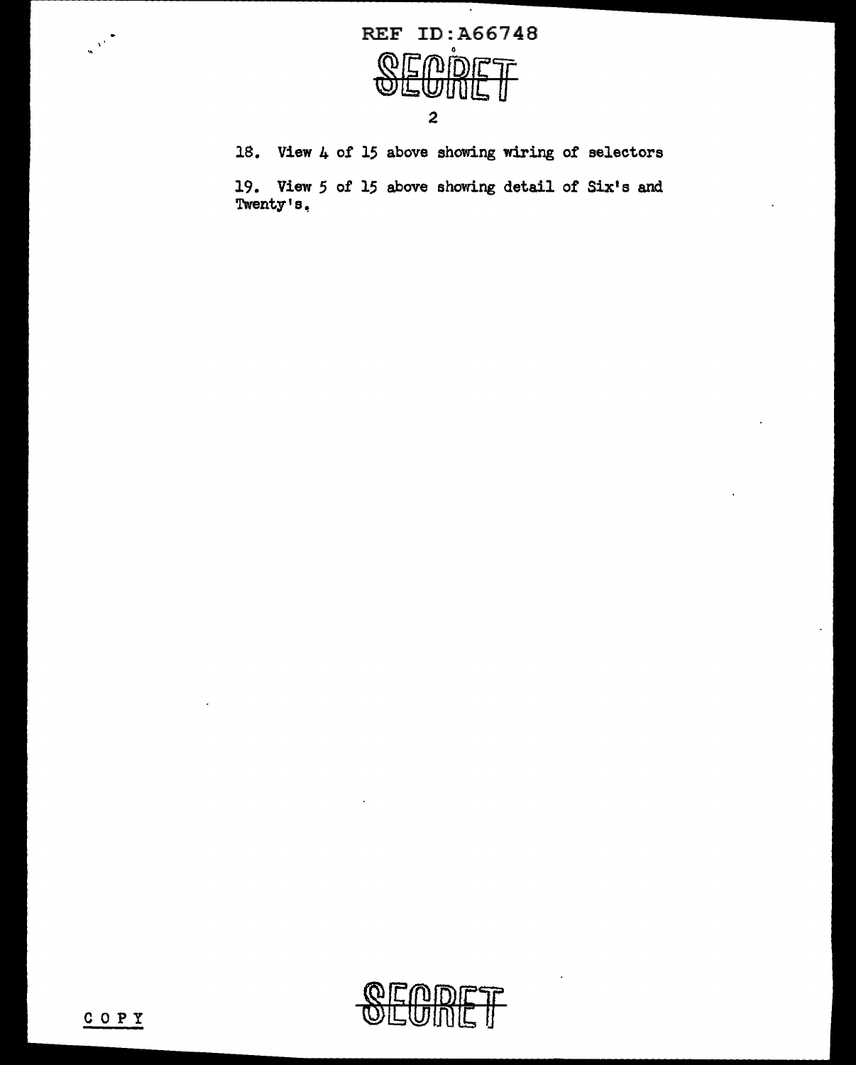18. View 4 of 15 above showing wiring of selectors

19. View 5 of 15 above showing detail of Six's and Twenty's.

COPY